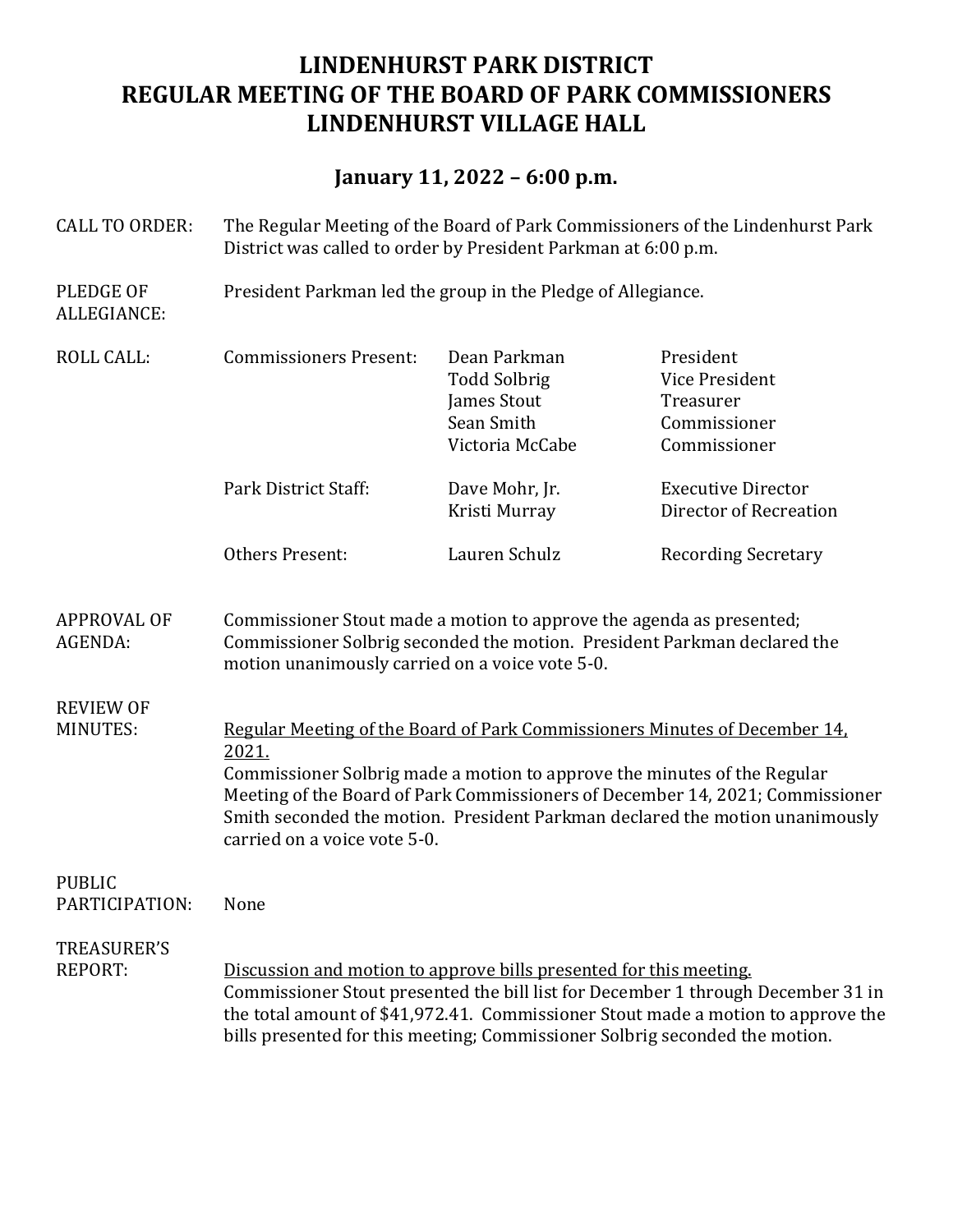# LINDENHURST PARK DISTRICT
# REGULAR MEETING OF THE BOARD OF PARK COMMISSIONERS
# LINDENHURST VILLAGE HALL

## January 11, 2022 – 6:00 p.m.

**CALL TO ORDER:** The Regular Meeting of the Board of Park Commissioners of the Lindenhurst Park District was called to order by President Parkman at 6:00 p.m.

**PLEDGE OF ALLEGIANCE:** President Parkman led the group in the Pledge of Allegiance.

**ROLL CALL:**

| | | |
|---|---|---|
| Commissioners Present: | Dean Parkman | President |
| | Todd Solbrig | Vice President |
| | James Stout | Treasurer |
| | Sean Smith | Commissioner |
| | Victoria McCabe | Commissioner |
| Park District Staff: | Dave Mohr, Jr. | Executive Director |
| | Kristi Murray | Director of Recreation |
| Others Present: | Lauren Schulz | Recording Secretary |

**APPROVAL OF AGENDA:** Commissioner Stout made a motion to approve the agenda as presented; Commissioner Solbrig seconded the motion. President Parkman declared the motion unanimously carried on a voice vote 5-0.

**REVIEW OF MINUTES:**

Regular Meeting of the Board of Park Commissioners Minutes of December 14, 2021.

Commissioner Solbrig made a motion to approve the minutes of the Regular Meeting of the Board of Park Commissioners of December 14, 2021; Commissioner Smith seconded the motion. President Parkman declared the motion unanimously carried on a voice vote 5-0.

**PUBLIC PARTICIPATION:** None

**TREASURER'S REPORT:**

Discussion and motion to approve bills presented for this meeting.

Commissioner Stout presented the bill list for December 1 through December 31 in the total amount of $41,972.41. Commissioner Stout made a motion to approve the bills presented for this meeting; Commissioner Solbrig seconded the motion.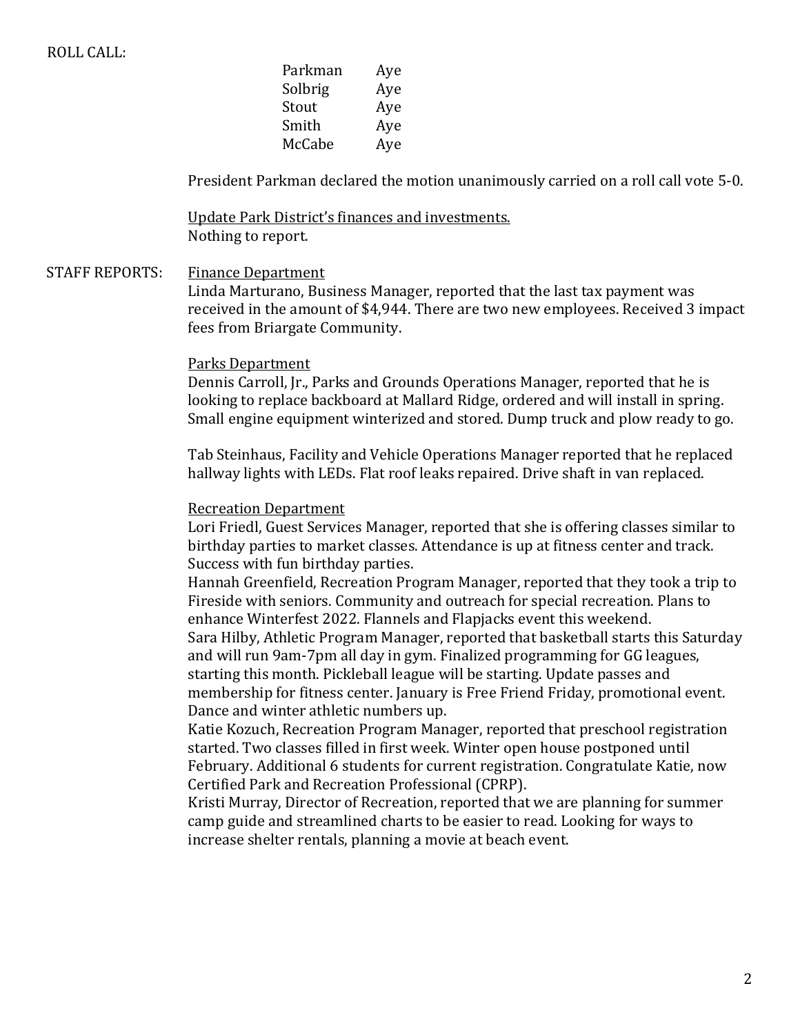ROLL CALL:

| | |
|---|---|
| Parkman | Aye |
| Solbrig | Aye |
| Stout | Aye |
| Smith | Aye |
| McCabe | Aye |

President Parkman declared the motion unanimously carried on a roll call vote 5-0.

Update Park District's finances and investments.
Nothing to report.

STAFF REPORTS:

Finance Department
Linda Marturano, Business Manager, reported that the last tax payment was received in the amount of $4,944. There are two new employees. Received 3 impact fees from Briargate Community.

Parks Department
Dennis Carroll, Jr., Parks and Grounds Operations Manager, reported that he is looking to replace backboard at Mallard Ridge, ordered and will install in spring. Small engine equipment winterized and stored. Dump truck and plow ready to go.

Tab Steinhaus, Facility and Vehicle Operations Manager reported that he replaced hallway lights with LEDs. Flat roof leaks repaired. Drive shaft in van replaced.

Recreation Department
Lori Friedl, Guest Services Manager, reported that she is offering classes similar to birthday parties to market classes. Attendance is up at fitness center and track. Success with fun birthday parties.
Hannah Greenfield, Recreation Program Manager, reported that they took a trip to Fireside with seniors. Community and outreach for special recreation. Plans to enhance Winterfest 2022. Flannels and Flapjacks event this weekend.
Sara Hilby, Athletic Program Manager, reported that basketball starts this Saturday and will run 9am-7pm all day in gym. Finalized programming for GG leagues, starting this month. Pickleball league will be starting. Update passes and membership for fitness center. January is Free Friend Friday, promotional event. Dance and winter athletic numbers up.
Katie Kozuch, Recreation Program Manager, reported that preschool registration started. Two classes filled in first week. Winter open house postponed until February. Additional 6 students for current registration. Congratulate Katie, now Certified Park and Recreation Professional (CPRP).
Kristi Murray, Director of Recreation, reported that we are planning for summer camp guide and streamlined charts to be easier to read. Looking for ways to increase shelter rentals, planning a movie at beach event.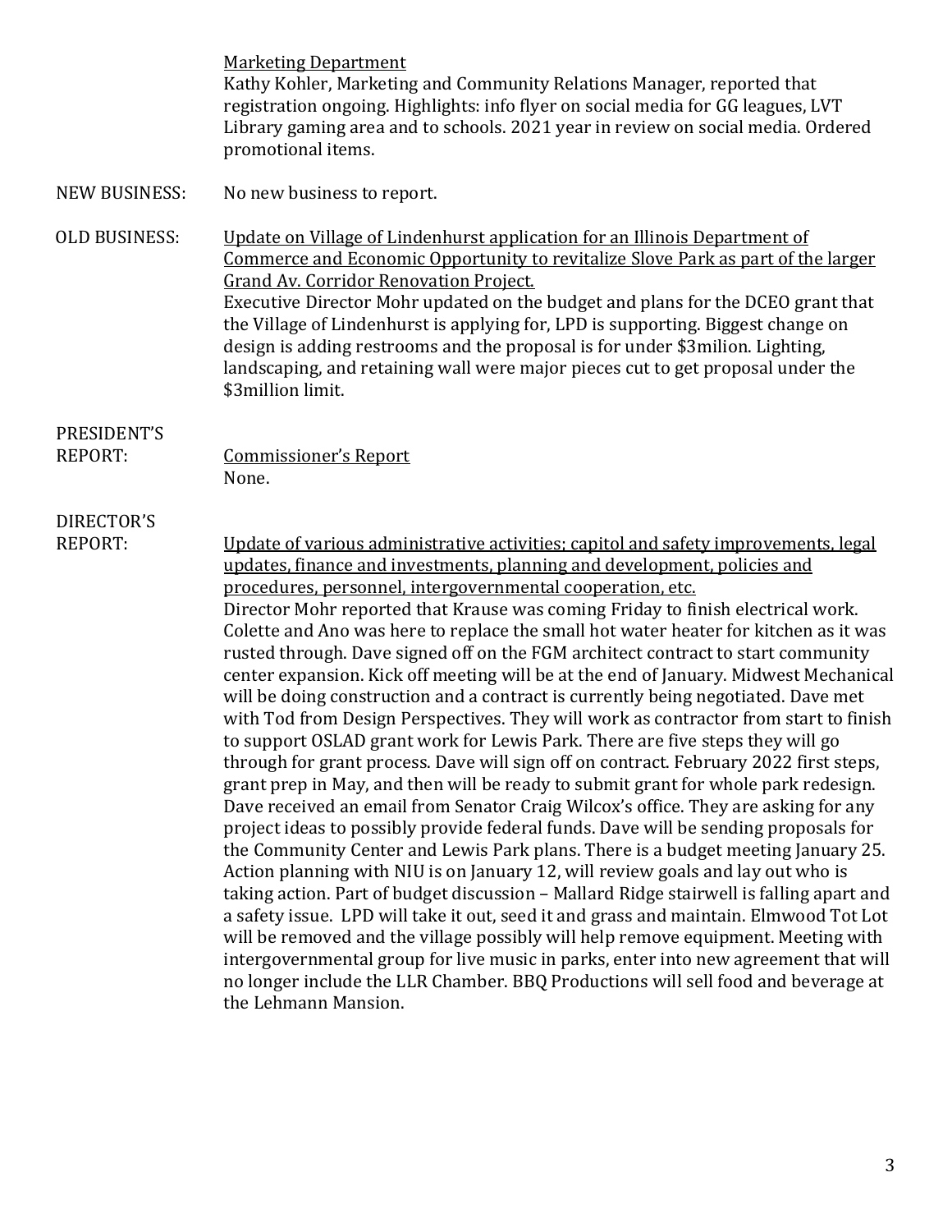Marketing Department

Kathy Kohler, Marketing and Community Relations Manager, reported that registration ongoing. Highlights: info flyer on social media for GG leagues, LVT Library gaming area and to schools. 2021 year in review on social media. Ordered promotional items.

**NEW BUSINESS:** No new business to report.

**OLD BUSINESS:** Update on Village of Lindenhurst application for an Illinois Department of Commerce and Economic Opportunity to revitalize Slove Park as part of the larger Grand Av. Corridor Renovation Project.

Executive Director Mohr updated on the budget and plans for the DCEO grant that the Village of Lindenhurst is applying for, LPD is supporting. Biggest change on design is adding restrooms and the proposal is for under $3milion. Lighting, landscaping, and retaining wall were major pieces cut to get proposal under the $3million limit.

**PRESIDENT'S REPORT:** Commissioner's Report

None.

**DIRECTOR'S REPORT:** Update of various administrative activities; capitol and safety improvements, legal updates, finance and investments, planning and development, policies and procedures, personnel, intergovernmental cooperation, etc.

Director Mohr reported that Krause was coming Friday to finish electrical work. Colette and Ano was here to replace the small hot water heater for kitchen as it was rusted through. Dave signed off on the FGM architect contract to start community center expansion. Kick off meeting will be at the end of January. Midwest Mechanical will be doing construction and a contract is currently being negotiated. Dave met with Tod from Design Perspectives. They will work as contractor from start to finish to support OSLAD grant work for Lewis Park. There are five steps they will go through for grant process. Dave will sign off on contract. February 2022 first steps, grant prep in May, and then will be ready to submit grant for whole park redesign. Dave received an email from Senator Craig Wilcox's office. They are asking for any project ideas to possibly provide federal funds. Dave will be sending proposals for the Community Center and Lewis Park plans. There is a budget meeting January 25. Action planning with NIU is on January 12, will review goals and lay out who is taking action. Part of budget discussion – Mallard Ridge stairwell is falling apart and a safety issue. LPD will take it out, seed it and grass and maintain. Elmwood Tot Lot will be removed and the village possibly will help remove equipment. Meeting with intergovernmental group for live music in parks, enter into new agreement that will no longer include the LLR Chamber. BBQ Productions will sell food and beverage at the Lehmann Mansion.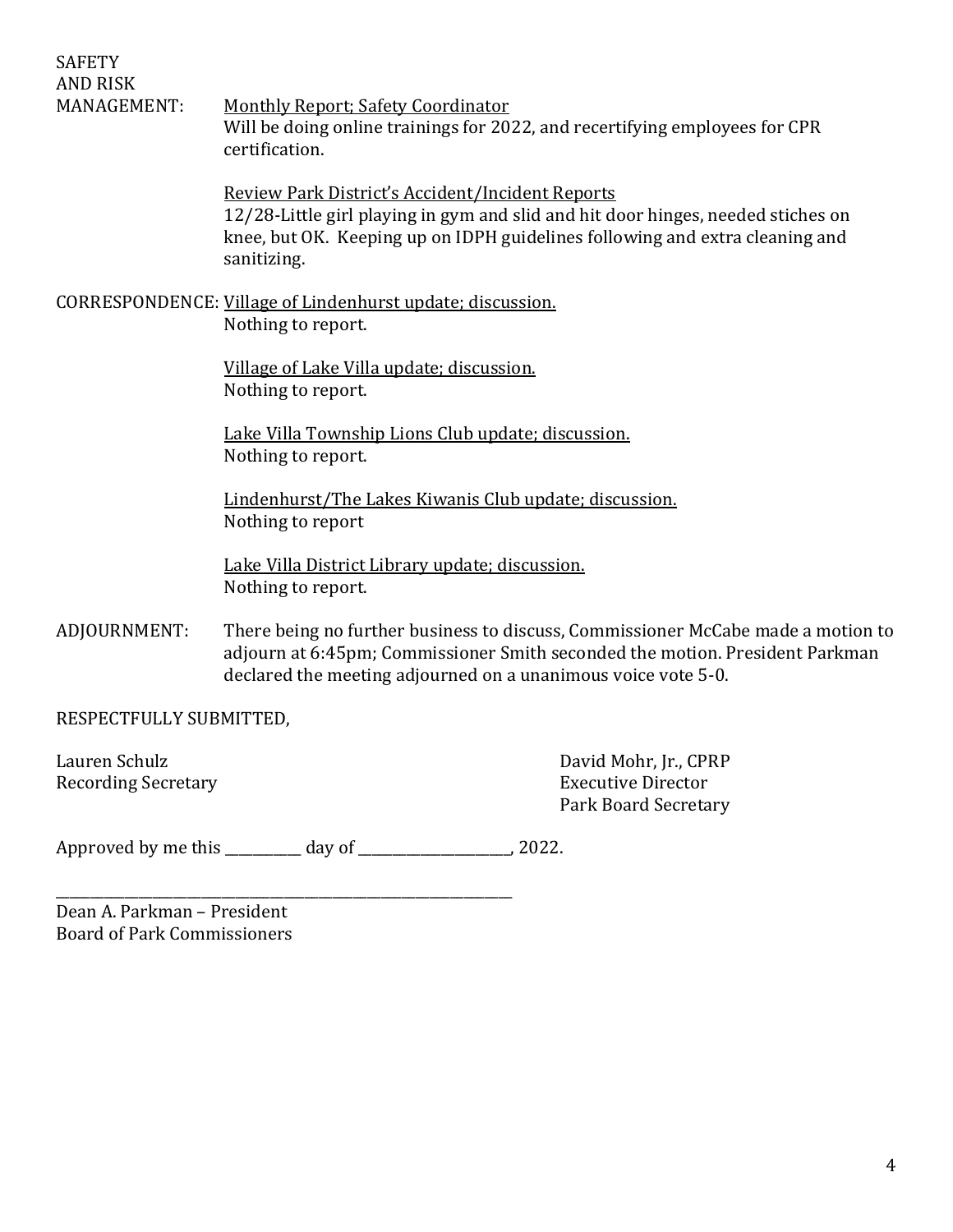SAFETY AND RISK MANAGEMENT:

Monthly Report; Safety Coordinator

Will be doing online trainings for 2022, and recertifying employees for CPR certification.

Review Park District's Accident/Incident Reports

12/28-Little girl playing in gym and slid and hit door hinges, needed stiches on knee, but OK. Keeping up on IDPH guidelines following and extra cleaning and sanitizing.

CORRESPONDENCE: Village of Lindenhurst update; discussion.

Nothing to report.

Village of Lake Villa update; discussion.

Nothing to report.

Lake Villa Township Lions Club update; discussion.

Nothing to report.

Lindenhurst/The Lakes Kiwanis Club update; discussion.

Nothing to report

Lake Villa District Library update; discussion.

Nothing to report.

ADJOURNMENT: There being no further business to discuss, Commissioner McCabe made a motion to adjourn at 6:45pm; Commissioner Smith seconded the motion. President Parkman declared the meeting adjourned on a unanimous voice vote 5-0.

RESPECTFULLY SUBMITTED,

Lauren Schulz
Recording Secretary

David Mohr, Jr., CPRP
Executive Director
Park Board Secretary

Approved by me this ___________ day of ______________________, 2022.

_______________________________________________

Dean A. Parkman – President
Board of Park Commissioners